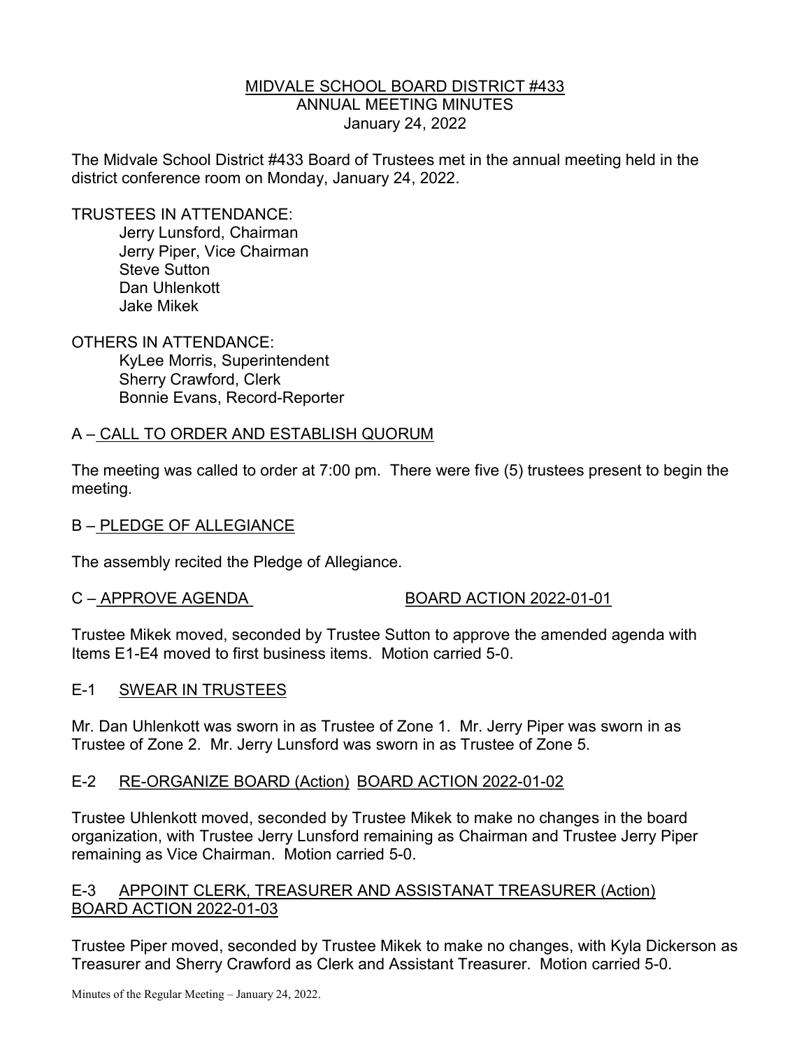# MIDVALE SCHOOL BOARD DISTRICT #433
## ANNUAL MEETING MINUTES
### January 24, 2022

The Midvale School District #433 Board of Trustees met in the annual meeting held in the district conference room on Monday, January 24, 2022.

TRUSTEES IN ATTENDANCE:

- Jerry Lunsford, Chairman
- Jerry Piper, Vice Chairman
- Steve Sutton
- Dan Uhlenkott
- Jake Mikek

OTHERS IN ATTENDANCE:

- KyLee Morris, Superintendent
- Sherry Crawford, Clerk
- Bonnie Evans, Record-Reporter

## A – CALL TO ORDER AND ESTABLISH QUORUM

The meeting was called to order at 7:00 pm. There were five (5) trustees present to begin the meeting.

## B – PLEDGE OF ALLEGIANCE

The assembly recited the Pledge of Allegiance.

## C – APPROVE AGENDA BOARD ACTION 2022-01-01

Trustee Mikek moved, seconded by Trustee Sutton to approve the amended agenda with Items E1-E4 moved to first business items. Motion carried 5-0.

## E-1 SWEAR IN TRUSTEES

Mr. Dan Uhlenkott was sworn in as Trustee of Zone 1. Mr. Jerry Piper was sworn in as Trustee of Zone 2. Mr. Jerry Lunsford was sworn in as Trustee of Zone 5.

## E-2 RE-ORGANIZE BOARD (Action) BOARD ACTION 2022-01-02

Trustee Uhlenkott moved, seconded by Trustee Mikek to make no changes in the board organization, with Trustee Jerry Lunsford remaining as Chairman and Trustee Jerry Piper remaining as Vice Chairman. Motion carried 5-0.

## E-3 APPOINT CLERK, TREASURER AND ASSISTANAT TREASURER (Action) BOARD ACTION 2022-01-03

Trustee Piper moved, seconded by Trustee Mikek to make no changes, with Kyla Dickerson as Treasurer and Sherry Crawford as Clerk and Assistant Treasurer. Motion carried 5-0.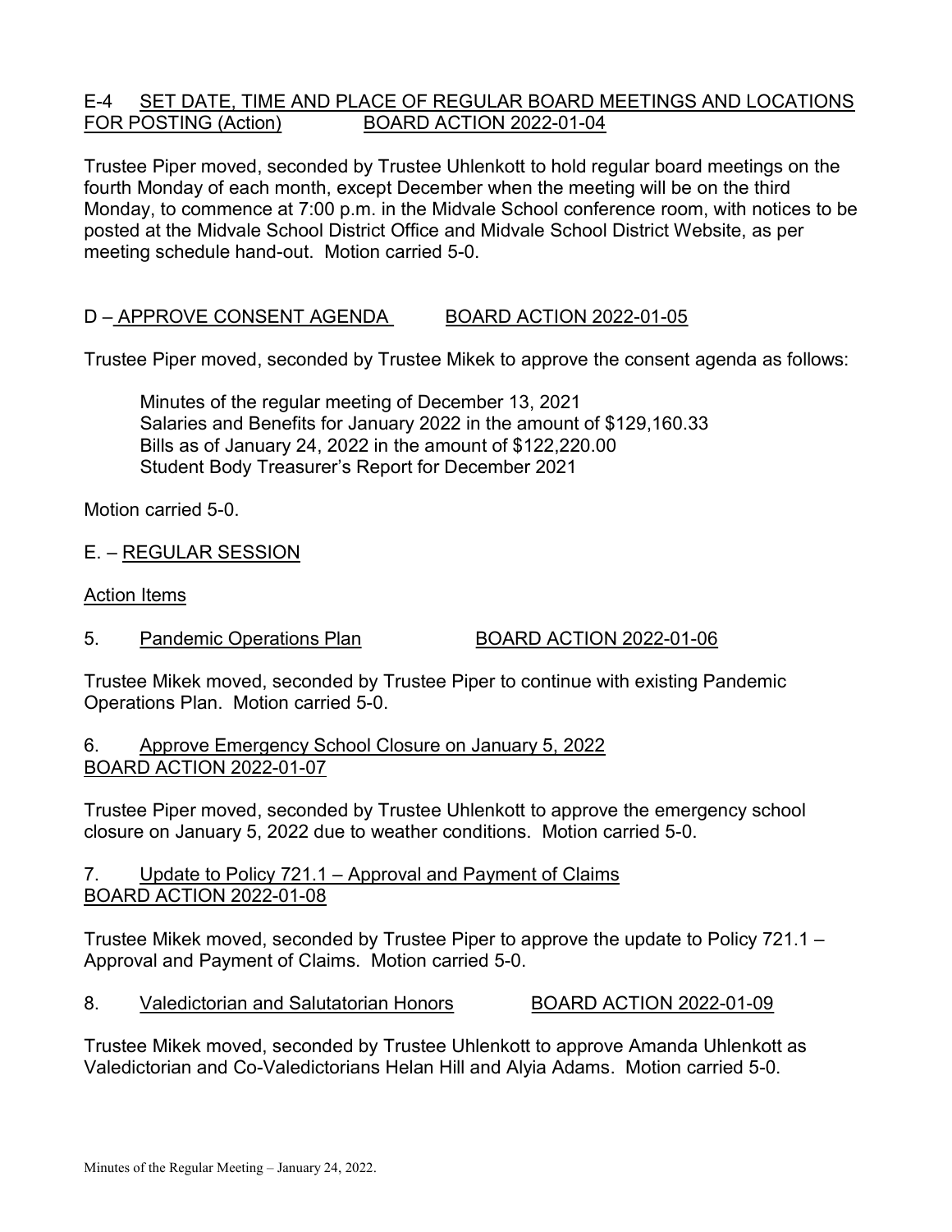E-4 SET DATE, TIME AND PLACE OF REGULAR BOARD MEETINGS AND LOCATIONS FOR POSTING (Action) BOARD ACTION 2022-01-04

Trustee Piper moved, seconded by Trustee Uhlenkott to hold regular board meetings on the fourth Monday of each month, except December when the meeting will be on the third Monday, to commence at 7:00 p.m. in the Midvale School conference room, with notices to be posted at the Midvale School District Office and Midvale School District Website, as per meeting schedule hand-out. Motion carried 5-0.

D – APPROVE CONSENT AGENDA BOARD ACTION 2022-01-05

Trustee Piper moved, seconded by Trustee Mikek to approve the consent agenda as follows:

Minutes of the regular meeting of December 13, 2021
Salaries and Benefits for January 2022 in the amount of $129,160.33
Bills as of January 24, 2022 in the amount of $122,220.00
Student Body Treasurer's Report for December 2021

Motion carried 5-0.

E. – REGULAR SESSION

Action Items

5. Pandemic Operations Plan BOARD ACTION 2022-01-06

Trustee Mikek moved, seconded by Trustee Piper to continue with existing Pandemic Operations Plan. Motion carried 5-0.

6. Approve Emergency School Closure on January 5, 2022
BOARD ACTION 2022-01-07

Trustee Piper moved, seconded by Trustee Uhlenkott to approve the emergency school closure on January 5, 2022 due to weather conditions. Motion carried 5-0.

7. Update to Policy 721.1 – Approval and Payment of Claims
BOARD ACTION 2022-01-08

Trustee Mikek moved, seconded by Trustee Piper to approve the update to Policy 721.1 – Approval and Payment of Claims. Motion carried 5-0.

8. Valedictorian and Salutatorian Honors BOARD ACTION 2022-01-09

Trustee Mikek moved, seconded by Trustee Uhlenkott to approve Amanda Uhlenkott as Valedictorian and Co-Valedictorians Helan Hill and Alyia Adams. Motion carried 5-0.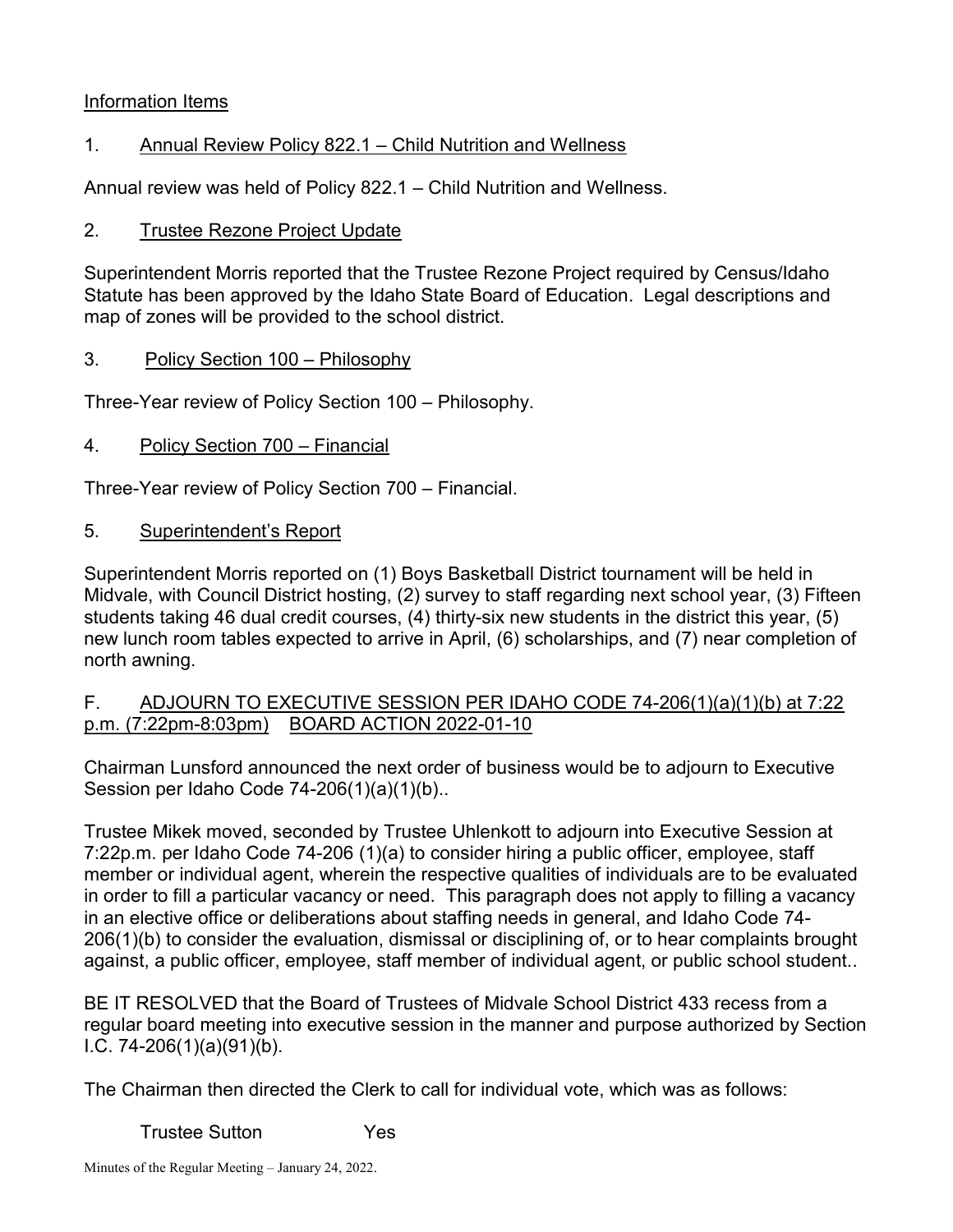Information Items

1. Annual Review Policy 822.1 – Child Nutrition and Wellness

Annual review was held of Policy 822.1 – Child Nutrition and Wellness.

2. Trustee Rezone Project Update

Superintendent Morris reported that the Trustee Rezone Project required by Census/Idaho Statute has been approved by the Idaho State Board of Education. Legal descriptions and map of zones will be provided to the school district.

3. Policy Section 100 – Philosophy

Three-Year review of Policy Section 100 – Philosophy.

4. Policy Section 700 – Financial

Three-Year review of Policy Section 700 – Financial.

5. Superintendent's Report

Superintendent Morris reported on (1) Boys Basketball District tournament will be held in Midvale, with Council District hosting, (2) survey to staff regarding next school year, (3) Fifteen students taking 46 dual credit courses, (4) thirty-six new students in the district this year, (5) new lunch room tables expected to arrive in April, (6) scholarships, and (7) near completion of north awning.

F. ADJOURN TO EXECUTIVE SESSION PER IDAHO CODE 74-206(1)(a)(1)(b) at 7:22 p.m. (7:22pm-8:03pm) BOARD ACTION 2022-01-10

Chairman Lunsford announced the next order of business would be to adjourn to Executive Session per Idaho Code 74-206(1)(a)(1)(b)..

Trustee Mikek moved, seconded by Trustee Uhlenkott to adjourn into Executive Session at 7:22p.m. per Idaho Code 74-206 (1)(a) to consider hiring a public officer, employee, staff member or individual agent, wherein the respective qualities of individuals are to be evaluated in order to fill a particular vacancy or need. This paragraph does not apply to filling a vacancy in an elective office or deliberations about staffing needs in general, and Idaho Code 74-206(1)(b) to consider the evaluation, dismissal or disciplining of, or to hear complaints brought against, a public officer, employee, staff member of individual agent, or public school student..

BE IT RESOLVED that the Board of Trustees of Midvale School District 433 recess from a regular board meeting into executive session in the manner and purpose authorized by Section I.C. 74-206(1)(a)(91)(b).

The Chairman then directed the Clerk to call for individual vote, which was as follows:

Trustee Sutton Yes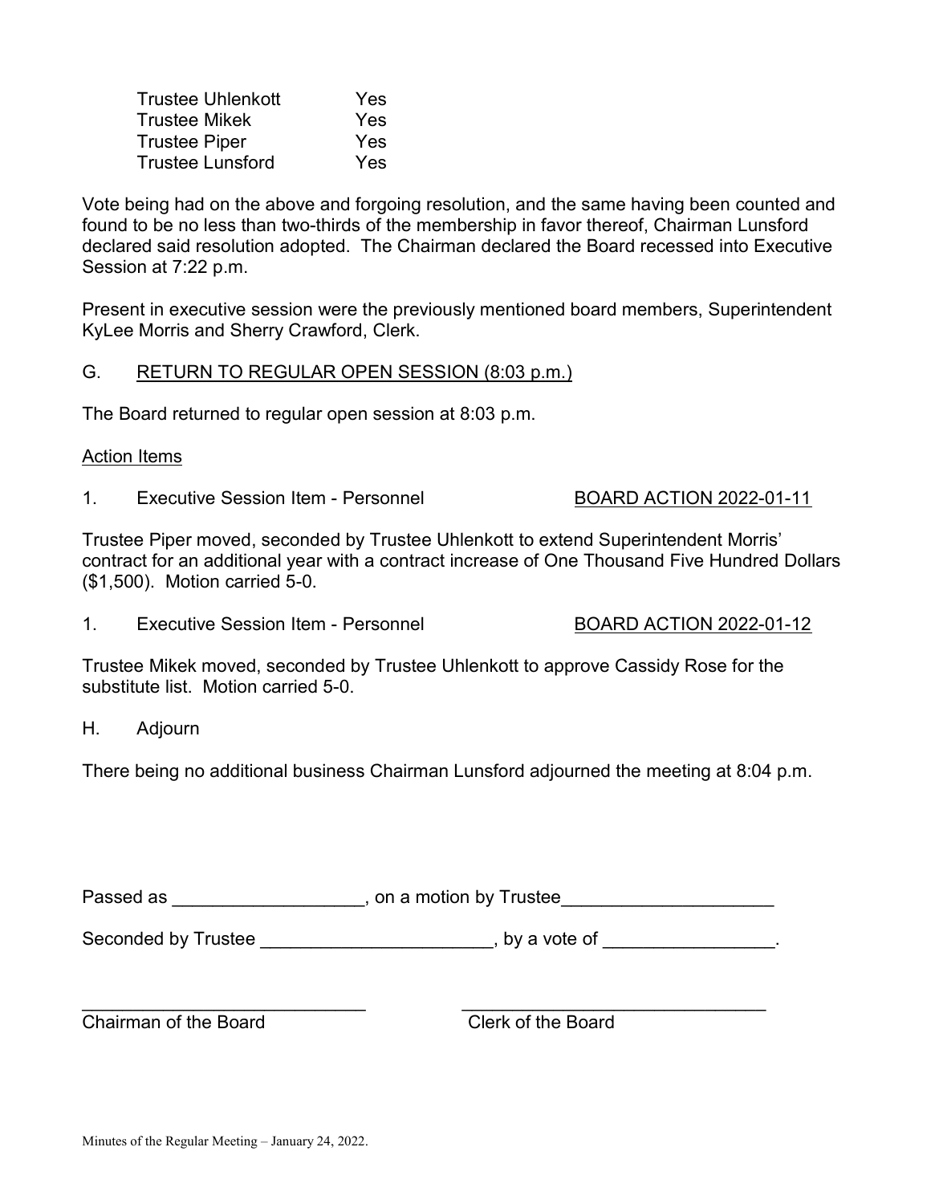| | |
|---|---|
| Trustee Uhlenkott | Yes |
| Trustee Mikek | Yes |
| Trustee Piper | Yes |
| Trustee Lunsford | Yes |

Vote being had on the above and forgoing resolution, and the same having been counted and found to be no less than two-thirds of the membership in favor thereof, Chairman Lunsford declared said resolution adopted. The Chairman declared the Board recessed into Executive Session at 7:22 p.m.

Present in executive session were the previously mentioned board members, Superintendent KyLee Morris and Sherry Crawford, Clerk.

G. <u>RETURN TO REGULAR OPEN SESSION (8:03 p.m.)</u>

The Board returned to regular open session at 8:03 p.m.

<u>Action Items</u>

1. Executive Session Item - Personnel <u>BOARD ACTION 2022-01-11</u>

Trustee Piper moved, seconded by Trustee Uhlenkott to extend Superintendent Morris' contract for an additional year with a contract increase of One Thousand Five Hundred Dollars ($1,500). Motion carried 5-0.

1. Executive Session Item - Personnel <u>BOARD ACTION 2022-01-12</u>

Trustee Mikek moved, seconded by Trustee Uhlenkott to approve Cassidy Rose for the substitute list. Motion carried 5-0.

H. Adjourn

There being no additional business Chairman Lunsford adjourned the meeting at 8:04 p.m.

Passed as ___________________, on a motion by Trustee_____________________

Seconded by Trustee _______________________, by a vote of _________________.

_____________________________ _______________________________

Chairman of the Board Clerk of the Board

Minutes of the Regular Meeting – January 24, 2022.